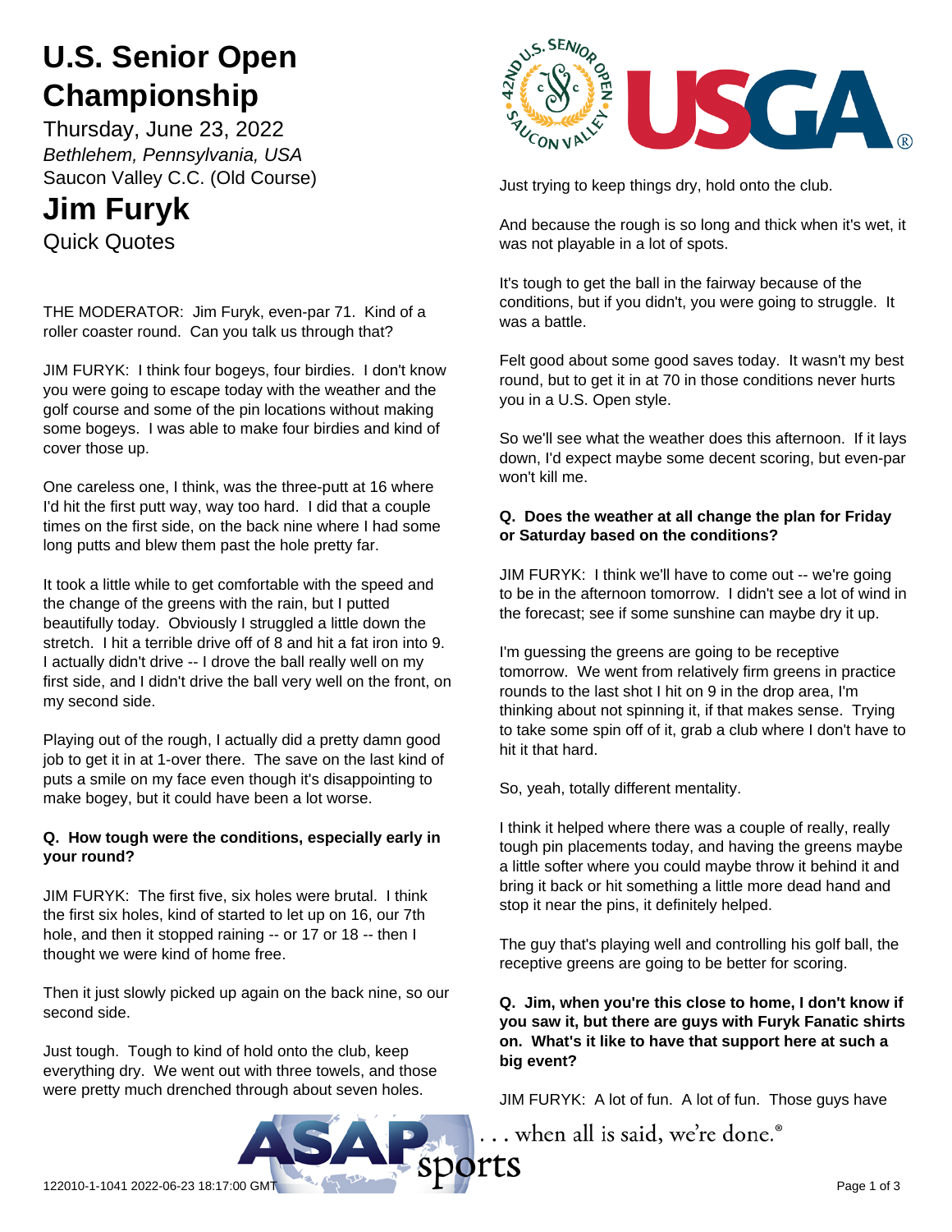# U.S. Senior Open Championship

Thursday, June 23, 2022

*Bethlehem, Pennsylvania, USA*

Saucon Valley C.C. (Old Course)

# Jim Furyk

Quick Quotes

THE MODERATOR: Jim Furyk, even-par 71. Kind of a roller coaster round. Can you talk us through that?

JIM FURYK: I think four bogeys, four birdies. I don't know you were going to escape today with the weather and the golf course and some of the pin locations without making some bogeys. I was able to make four birdies and kind of cover those up.

One careless one, I think, was the three-putt at 16 where I'd hit the first putt way, way too hard. I did that a couple times on the first side, on the back nine where I had some long putts and blew them past the hole pretty far.

It took a little while to get comfortable with the speed and the change of the greens with the rain, but I putted beautifully today. Obviously I struggled a little down the stretch. I hit a terrible drive off of 8 and hit a fat iron into 9. I actually didn't drive -- I drove the ball really well on my first side, and I didn't drive the ball very well on the front, on my second side.

Playing out of the rough, I actually did a pretty damn good job to get it in at 1-over there. The save on the last kind of puts a smile on my face even though it's disappointing to make bogey, but it could have been a lot worse.

**Q. How tough were the conditions, especially early in your round?**

JIM FURYK: The first five, six holes were brutal. I think the first six holes, kind of started to let up on 16, our 7th hole, and then it stopped raining -- or 17 or 18 -- then I thought we were kind of home free.

Then it just slowly picked up again on the back nine, so our second side.

Just tough. Tough to kind of hold onto the club, keep everything dry. We went out with three towels, and those were pretty much drenched through about seven holes.

Just trying to keep things dry, hold onto the club.

And because the rough is so long and thick when it's wet, it was not playable in a lot of spots.

It's tough to get the ball in the fairway because of the conditions, but if you didn't, you were going to struggle. It was a battle.

Felt good about some good saves today. It wasn't my best round, but to get it in at 70 in those conditions never hurts you in a U.S. Open style.

So we'll see what the weather does this afternoon. If it lays down, I'd expect maybe some decent scoring, but even-par won't kill me.

**Q. Does the weather at all change the plan for Friday or Saturday based on the conditions?**

JIM FURYK: I think we'll have to come out -- we're going to be in the afternoon tomorrow. I didn't see a lot of wind in the forecast; see if some sunshine can maybe dry it up.

I'm guessing the greens are going to be receptive tomorrow. We went from relatively firm greens in practice rounds to the last shot I hit on 9 in the drop area, I'm thinking about not spinning it, if that makes sense. Trying to take some spin off of it, grab a club where I don't have to hit it that hard.

So, yeah, totally different mentality.

I think it helped where there was a couple of really, really tough pin placements today, and having the greens maybe a little softer where you could maybe throw it behind it and bring it back or hit something a little more dead hand and stop it near the pins, it definitely helped.

The guy that's playing well and controlling his golf ball, the receptive greens are going to be better for scoring.

**Q. Jim, when you're this close to home, I don't know if you saw it, but there are guys with Furyk Fanatic shirts on. What's it like to have that support here at such a big event?**

JIM FURYK: A lot of fun. A lot of fun. Those guys have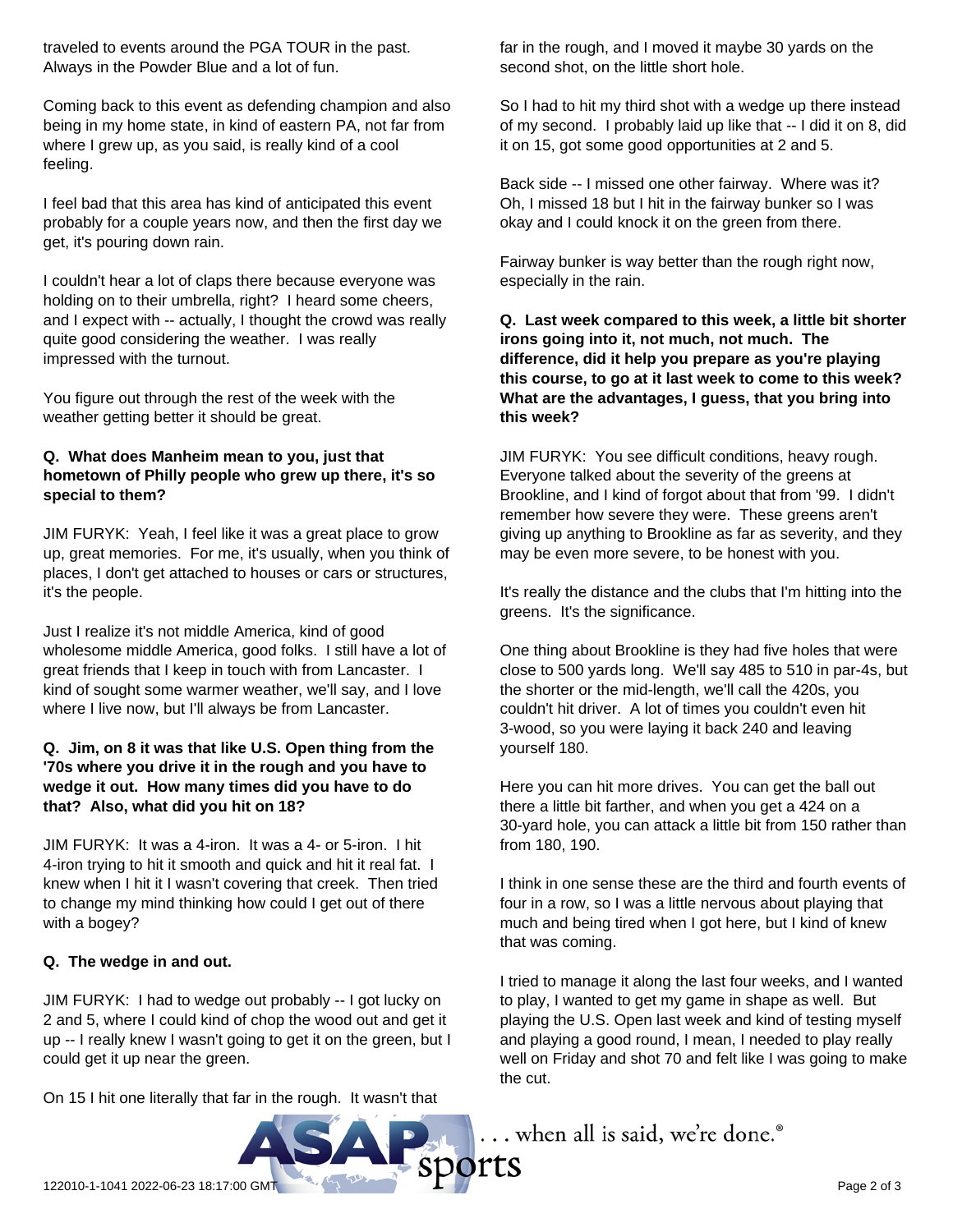traveled to events around the PGA TOUR in the past. Always in the Powder Blue and a lot of fun.

Coming back to this event as defending champion and also being in my home state, in kind of eastern PA, not far from where I grew up, as you said, is really kind of a cool feeling.

I feel bad that this area has kind of anticipated this event probably for a couple years now, and then the first day we get, it's pouring down rain.

I couldn't hear a lot of claps there because everyone was holding on to their umbrella, right? I heard some cheers, and I expect with -- actually, I thought the crowd was really quite good considering the weather. I was really impressed with the turnout.

You figure out through the rest of the week with the weather getting better it should be great.

**Q. What does Manheim mean to you, just that hometown of Philly people who grew up there, it's so special to them?**

JIM FURYK: Yeah, I feel like it was a great place to grow up, great memories. For me, it's usually, when you think of places, I don't get attached to houses or cars or structures, it's the people.

Just I realize it's not middle America, kind of good wholesome middle America, good folks. I still have a lot of great friends that I keep in touch with from Lancaster. I kind of sought some warmer weather, we'll say, and I love where I live now, but I'll always be from Lancaster.

**Q. Jim, on 8 it was that like U.S. Open thing from the '70s where you drive it in the rough and you have to wedge it out. How many times did you have to do that? Also, what did you hit on 18?**

JIM FURYK: It was a 4-iron. It was a 4- or 5-iron. I hit 4-iron trying to hit it smooth and quick and hit it real fat. I knew when I hit it I wasn't covering that creek. Then tried to change my mind thinking how could I get out of there with a bogey?

**Q. The wedge in and out.**

JIM FURYK: I had to wedge out probably -- I got lucky on 2 and 5, where I could kind of chop the wood out and get it up -- I really knew I wasn't going to get it on the green, but I could get it up near the green.

On 15 I hit one literally that far in the rough. It wasn't that far in the rough, and I moved it maybe 30 yards on the second shot, on the little short hole.

So I had to hit my third shot with a wedge up there instead of my second. I probably laid up like that -- I did it on 8, did it on 15, got some good opportunities at 2 and 5.

Back side -- I missed one other fairway. Where was it? Oh, I missed 18 but I hit in the fairway bunker so I was okay and I could knock it on the green from there.

Fairway bunker is way better than the rough right now, especially in the rain.

**Q. Last week compared to this week, a little bit shorter irons going into it, not much, not much. The difference, did it help you prepare as you're playing this course, to go at it last week to come to this week? What are the advantages, I guess, that you bring into this week?**

JIM FURYK: You see difficult conditions, heavy rough. Everyone talked about the severity of the greens at Brookline, and I kind of forgot about that from '99. I didn't remember how severe they were. These greens aren't giving up anything to Brookline as far as severity, and they may be even more severe, to be honest with you.

It's really the distance and the clubs that I'm hitting into the greens. It's the significance.

One thing about Brookline is they had five holes that were close to 500 yards long. We'll say 485 to 510 in par-4s, but the shorter or the mid-length, we'll call the 420s, you couldn't hit driver. A lot of times you couldn't even hit 3-wood, so you were laying it back 240 and leaving yourself 180.

Here you can hit more drives. You can get the ball out there a little bit farther, and when you get a 424 on a 30-yard hole, you can attack a little bit from 150 rather than from 180, 190.

I think in one sense these are the third and fourth events of four in a row, so I was a little nervous about playing that much and being tired when I got here, but I kind of knew that was coming.

I tried to manage it along the last four weeks, and I wanted to play, I wanted to get my game in shape as well. But playing the U.S. Open last week and kind of testing myself and playing a good round, I mean, I needed to play really well on Friday and shot 70 and felt like I was going to make the cut.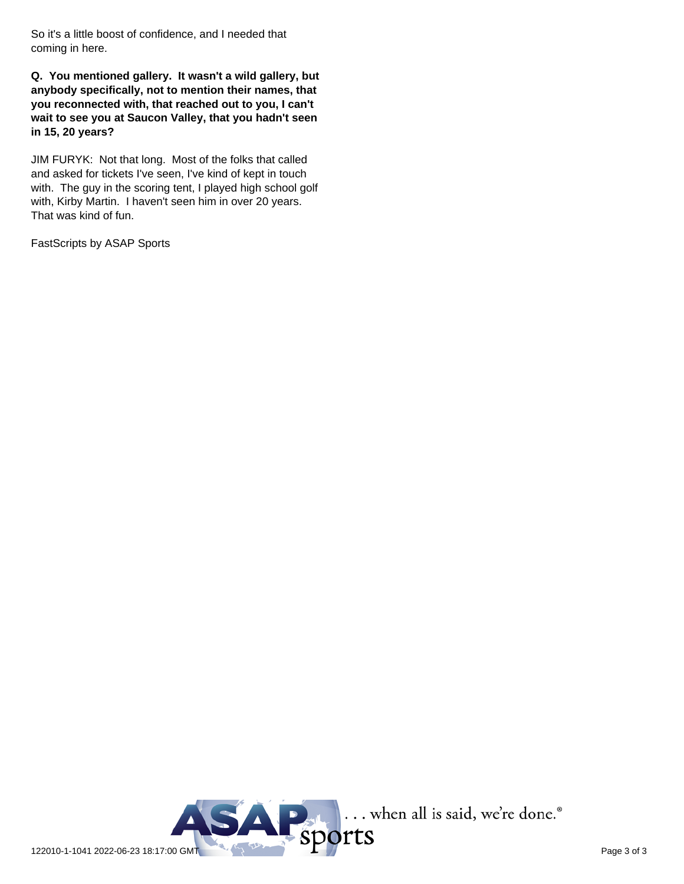So it's a little boost of confidence, and I needed that coming in here.

**Q. You mentioned gallery. It wasn't a wild gallery, but anybody specifically, not to mention their names, that you reconnected with, that reached out to you, I can't wait to see you at Saucon Valley, that you hadn't seen in 15, 20 years?**

JIM FURYK: Not that long. Most of the folks that called and asked for tickets I've seen, I've kind of kept in touch with. The guy in the scoring tent, I played high school golf with, Kirby Martin. I haven't seen him in over 20 years. That was kind of fun.

FastScripts by ASAP Sports